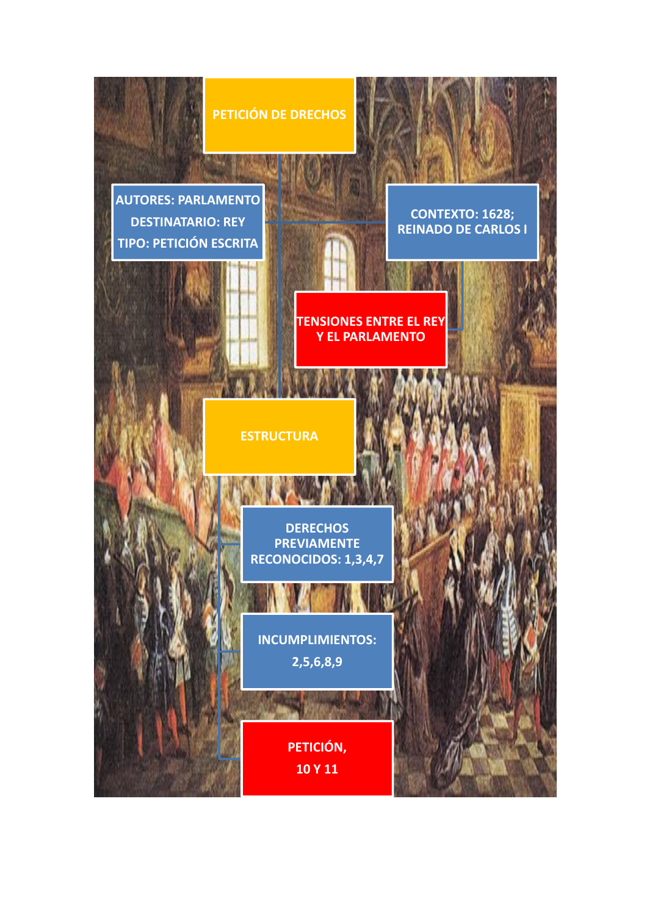# PETICIÓN DE DRECHOS

AUTORES: PARLAMENTO
DESTINATARIO: REY
TIPO: PETICIÓN ESCRITA

CONTEXTO: 1628; REINADO DE CARLOS I

TENSIONES ENTRE EL REY Y EL PARLAMENTO

## ESTRUCTURA

- DERECHOS PREVIAMENTE RECONOCIDOS: 1,3,4,7
- INCUMPLIMIENTOS: 2,5,6,8,9
- PETICIÓN, 10 Y 11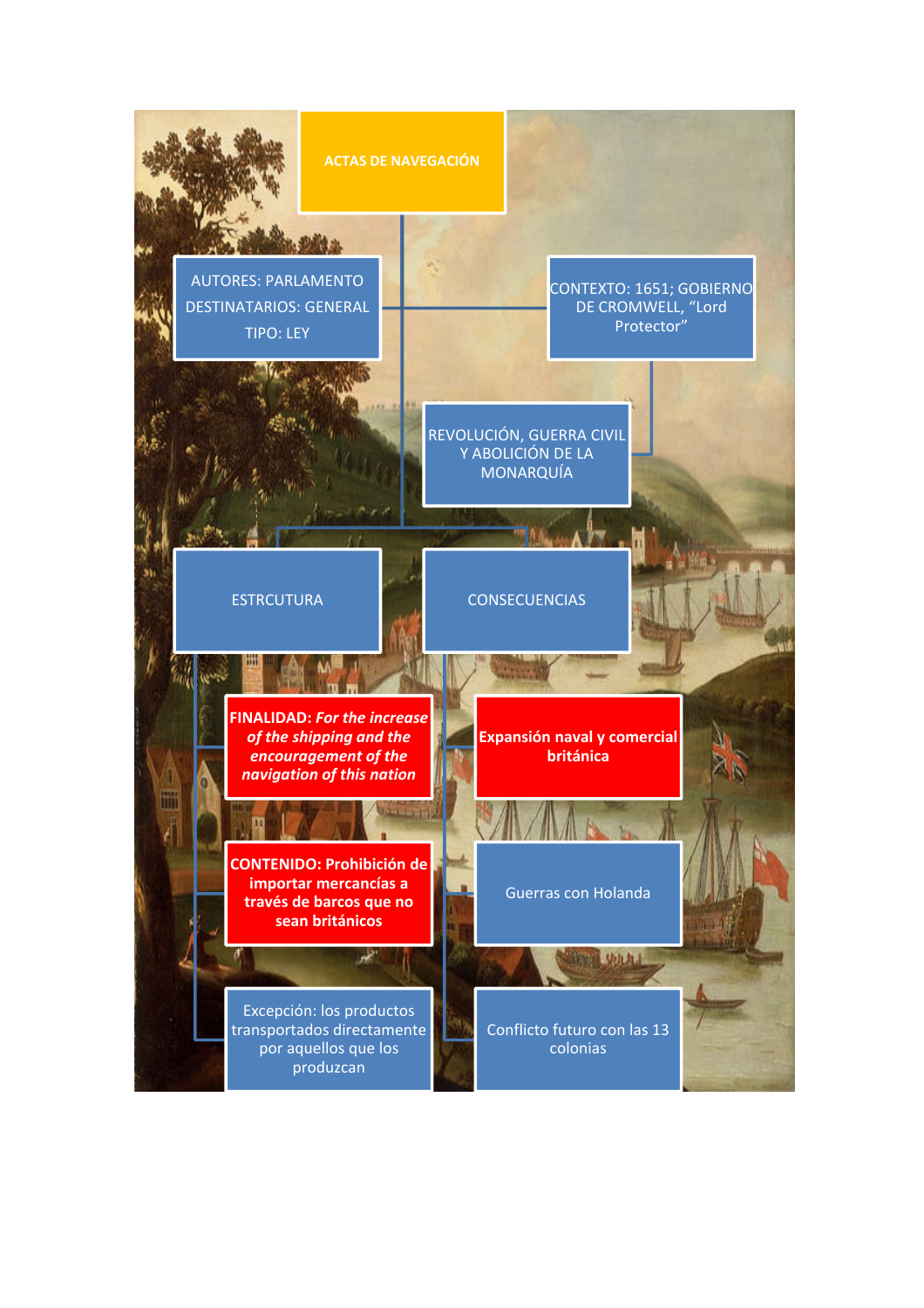# ACTAS DE NAVEGACIÓN

- AUTORES: PARLAMENTO
  DESTINATARIOS: GENERAL
  TIPO: LEY

- CONTEXTO: 1651; GOBIERNO DE CROMWELL, "Lord Protector"
  - REVOLUCIÓN, GUERRA CIVIL Y ABOLICIÓN DE LA MONARQUÍA

- ESTRCUTURA
  - **FINALIDAD: *For the increase of the shipping and the encouragement of the navigation of this nation***
  - **CONTENIDO: Prohibición de importar mercancías a través de barcos que no sean británicos**
  - Excepción: los productos transportados directamente por aquellos que los produzcan

- CONSECUENCIAS
  - **Expansión naval y comercial británica**
  - Guerras con Holanda
  - Conflicto futuro con las 13 colonias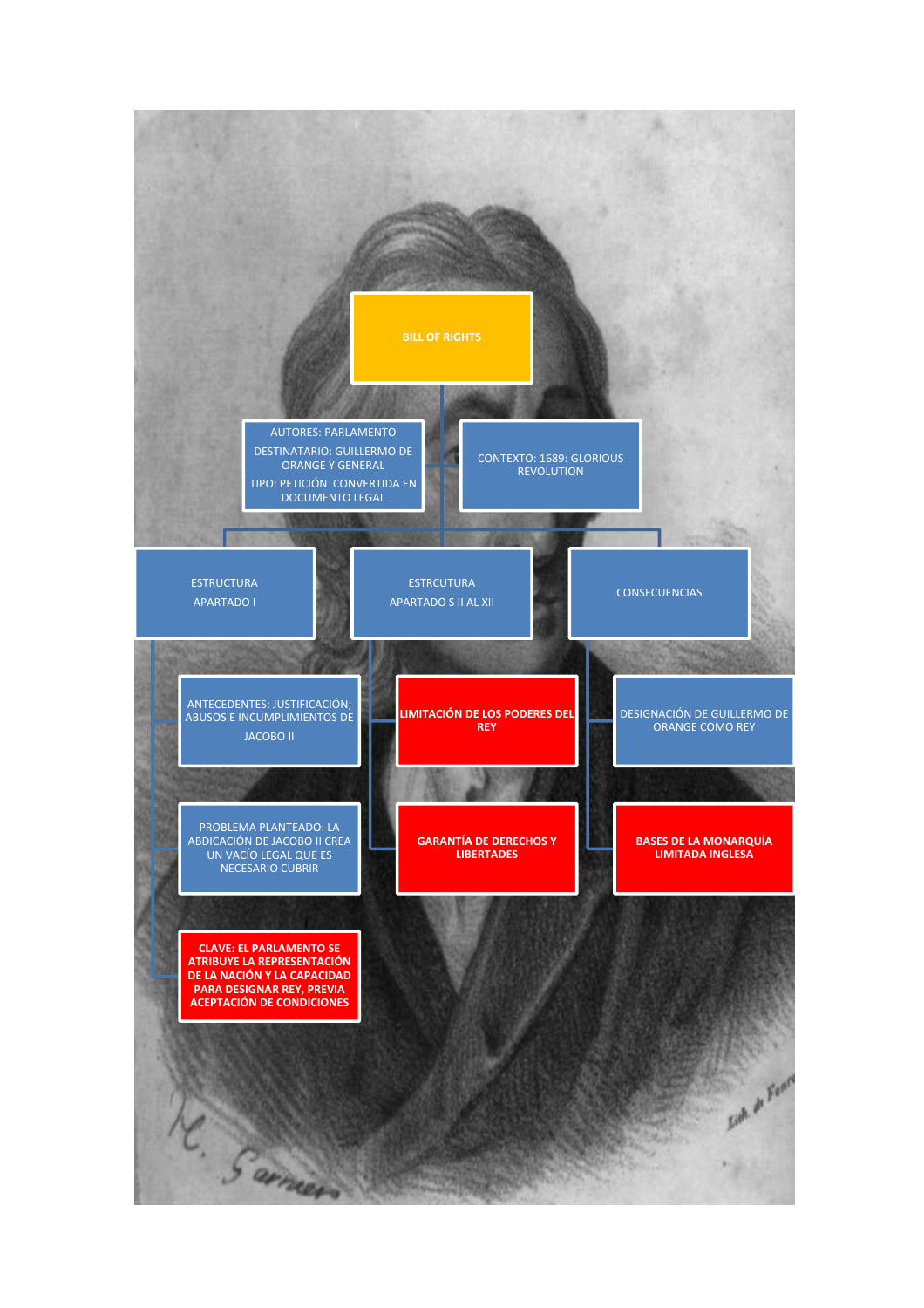# BILL OF RIGHTS

AUTORES: PARLAMENTO

DESTINATARIO: GUILLERMO DE ORANGE Y GENERAL

TIPO: PETICIÓN CONVERTIDA EN DOCUMENTO LEGAL

CONTEXTO: 1689: GLORIOUS REVOLUTION

## ESTRUCTURA APARTADO I

ANTECEDENTES: JUSTIFICACIÓN; ABUSOS E INCUMPLIMIENTOS DE JACOBO II

PROBLEMA PLANTEADO: LA ABDICACIÓN DE JACOBO II CREA UN VACÍO LEGAL QUE ES NECESARIO CUBRIR

**CLAVE: EL PARLAMENTO SE ATRIBUYE LA REPRESENTACIÓN DE LA NACIÓN Y LA CAPACIDAD PARA DESIGNAR REY, PREVIA ACEPTACIÓN DE CONDICIONES**

## ESTRCUTURA APARTADO S II AL XII

**LIMITACIÓN DE LOS PODERES DEL REY**

**GARANTÍA DE DERECHOS Y LIBERTADES**

## CONSECUENCIAS

DESIGNACIÓN DE GUILLERMO DE ORANGE COMO REY

**BASES DE LA MONARQUÍA LIMITADA INGLESA**